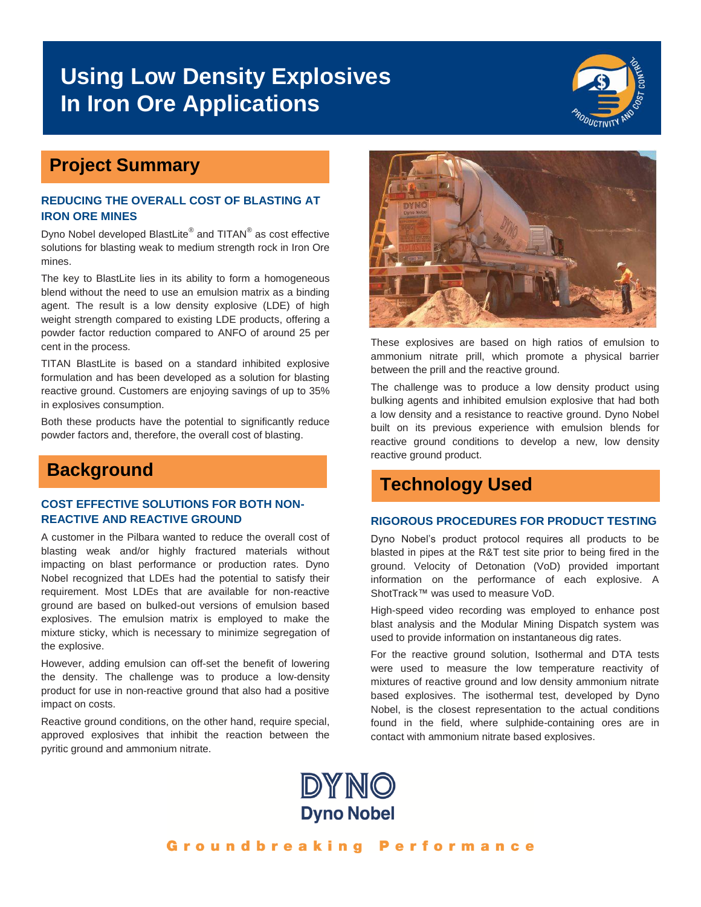# Using Low Density Explosives In Iron Ore Applications

## Project Summary

### REDUCING THE OVERALL COST OF BLASTING AT IRON ORE MINES

Dyno Nobel developed BlastLite® and TITAN® as cost effective solutions for blasting weak to medium strength rock in Iron Ore mines.

The key to BlastLite lies in its ability to form a homogeneous blend without the need to use an emulsion matrix as a binding agent. The result is a low density explosive (LDE) of high weight strength compared to existing LDE products, offering a powder factor reduction compared to ANFO of around 25 per cent in the process.

TITAN BlastLite is based on a standard inhibited explosive formulation and has been developed as a solution for blasting reactive ground. Customers are enjoying savings of up to 35% in explosives consumption.

Both these products have the potential to significantly reduce powder factors and, therefore, the overall cost of blasting.

## Background

### COST EFFECTIVE SOLUTIONS FOR BOTH NON-REACTIVE AND REACTIVE GROUND

A customer in the Pilbara wanted to reduce the overall cost of blasting weak and/or highly fractured materials without impacting on blast performance or production rates. Dyno Nobel recognized that LDEs had the potential to satisfy their requirement. Most LDEs that are available for non-reactive ground are based on bulked-out versions of emulsion based explosives. The emulsion matrix is employed to make the mixture sticky, which is necessary to minimize segregation of the explosive.

However, adding emulsion can off-set the benefit of lowering the density. The challenge was to produce a low-density product for use in non-reactive ground that also had a positive impact on costs.

Reactive ground conditions, on the other hand, require special, approved explosives that inhibit the reaction between the pyritic ground and ammonium nitrate.

These explosives are based on high ratios of emulsion to ammonium nitrate prill, which promote a physical barrier between the prill and the reactive ground.

The challenge was to produce a low density product using bulking agents and inhibited emulsion explosive that had both a low density and a resistance to reactive ground. Dyno Nobel built on its previous experience with emulsion blends for reactive ground conditions to develop a new, low density reactive ground product.

## Technology Used

### RIGOROUS PROCEDURES FOR PRODUCT TESTING

Dyno Nobel's product protocol requires all products to be blasted in pipes at the R&T test site prior to being fired in the ground. Velocity of Detonation (VoD) provided important information on the performance of each explosive. A ShotTrack™ was used to measure VoD.

High-speed video recording was employed to enhance post blast analysis and the Modular Mining Dispatch system was used to provide information on instantaneous dig rates.

For the reactive ground solution, Isothermal and DTA tests were used to measure the low temperature reactivity of mixtures of reactive ground and low density ammonium nitrate based explosives. The isothermal test, developed by Dyno Nobel, is the closest representation to the actual conditions found in the field, where sulphide-containing ores are in contact with ammonium nitrate based explosives.

DYNO
Dyno Nobel

Groundbreaking Performance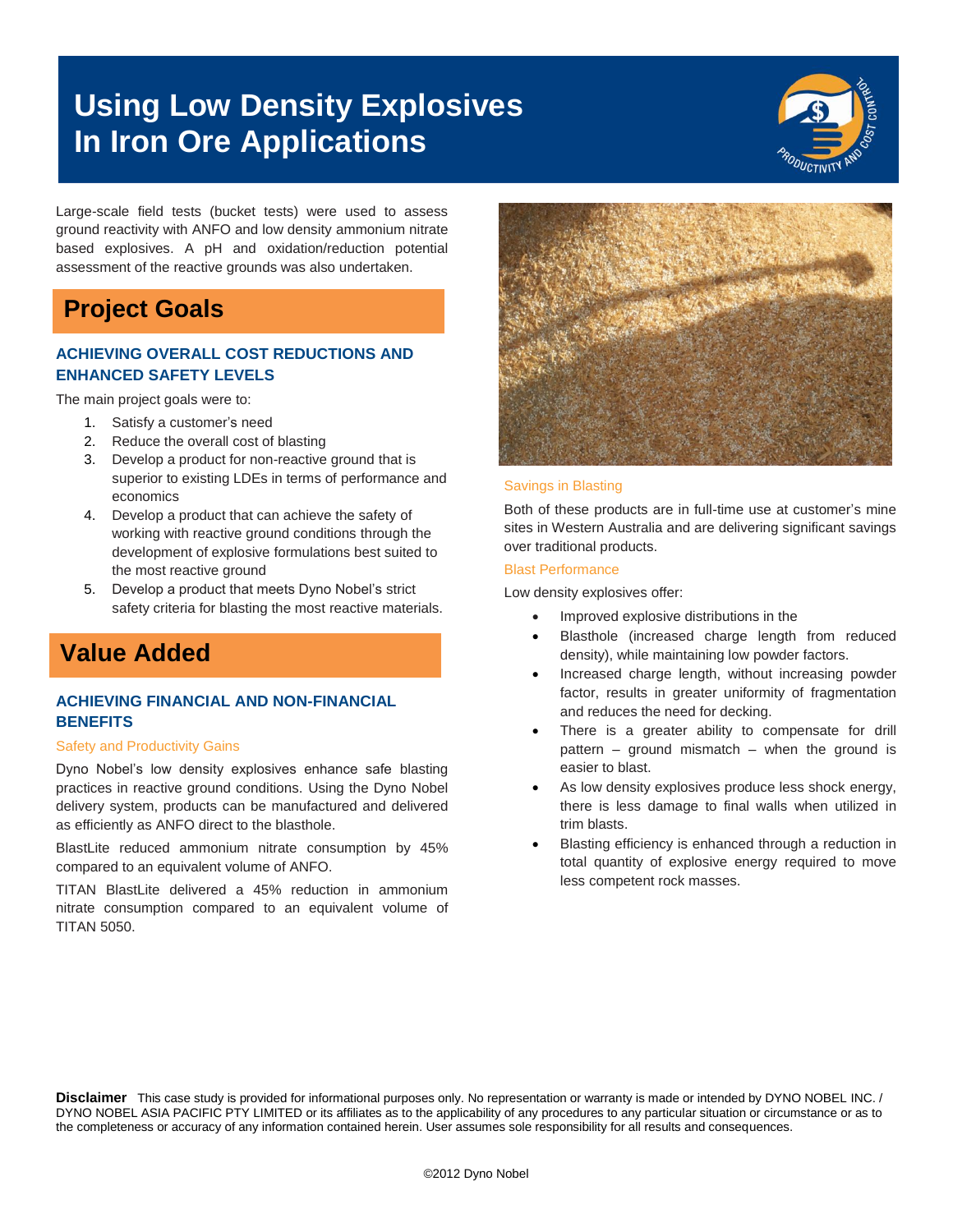# Using Low Density Explosives In Iron Ore Applications

Large-scale field tests (bucket tests) were used to assess ground reactivity with ANFO and low density ammonium nitrate based explosives. A pH and oxidation/reduction potential assessment of the reactive grounds was also undertaken.

## Project Goals

### ACHIEVING OVERALL COST REDUCTIONS AND ENHANCED SAFETY LEVELS

The main project goals were to:

1. Satisfy a customer's need
2. Reduce the overall cost of blasting
3. Develop a product for non-reactive ground that is superior to existing LDEs in terms of performance and economics
4. Develop a product that can achieve the safety of working with reactive ground conditions through the development of explosive formulations best suited to the most reactive ground
5. Develop a product that meets Dyno Nobel's strict safety criteria for blasting the most reactive materials.

## Value Added

### ACHIEVING FINANCIAL AND NON-FINANCIAL BENEFITS

#### Safety and Productivity Gains

Dyno Nobel's low density explosives enhance safe blasting practices in reactive ground conditions. Using the Dyno Nobel delivery system, products can be manufactured and delivered as efficiently as ANFO direct to the blasthole.

BlastLite reduced ammonium nitrate consumption by 45% compared to an equivalent volume of ANFO.

TITAN BlastLite delivered a 45% reduction in ammonium nitrate consumption compared to an equivalent volume of TITAN 5050.

#### Savings in Blasting

Both of these products are in full-time use at customer's mine sites in Western Australia and are delivering significant savings over traditional products.

#### Blast Performance

Low density explosives offer:

- Improved explosive distributions in the
- Blasthole (increased charge length from reduced density), while maintaining low powder factors.
- Increased charge length, without increasing powder factor, results in greater uniformity of fragmentation and reduces the need for decking.
- There is a greater ability to compensate for drill pattern – ground mismatch – when the ground is easier to blast.
- As low density explosives produce less shock energy, there is less damage to final walls when utilized in trim blasts.
- Blasting efficiency is enhanced through a reduction in total quantity of explosive energy required to move less competent rock masses.

**Disclaimer** This case study is provided for informational purposes only. No representation or warranty is made or intended by DYNO NOBEL INC. / DYNO NOBEL ASIA PACIFIC PTY LIMITED or its affiliates as to the applicability of any procedures to any particular situation or circumstance or as to the completeness or accuracy of any information contained herein. User assumes sole responsibility for all results and consequences.

©2012 Dyno Nobel